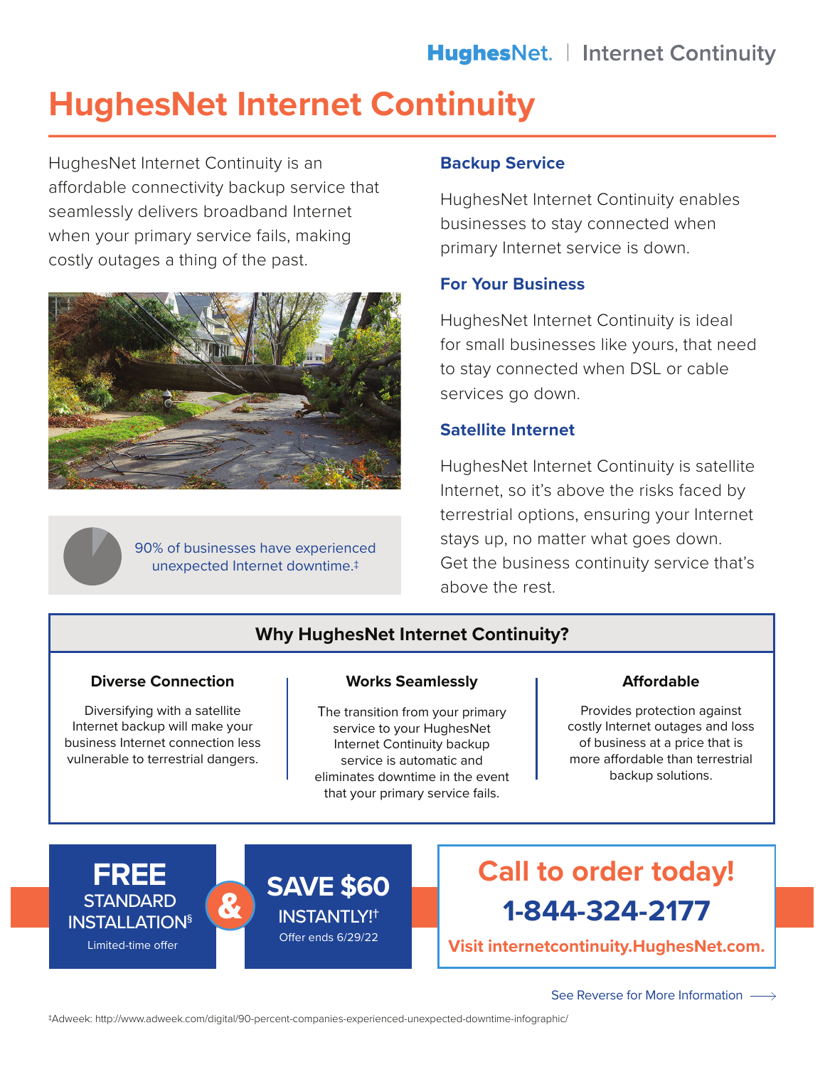HughesNet. | Internet Continuity

# HughesNet Internet Continuity

HughesNet Internet Continuity is an affordable connectivity backup service that seamlessly delivers broadband Internet when your primary service fails, making costly outages a thing of the past.

90% of businesses have experienced unexpected Internet downtime.‡

### Backup Service

HughesNet Internet Continuity enables businesses to stay connected when primary Internet service is down.

### For Your Business

HughesNet Internet Continuity is ideal for small businesses like yours, that need to stay connected when DSL or cable services go down.

### Satellite Internet

HughesNet Internet Continuity is satellite Internet, so it's above the risks faced by terrestrial options, ensuring your Internet stays up, no matter what goes down. Get the business continuity service that's above the rest.

## Why HughesNet Internet Continuity?

**Diverse Connection**

Diversifying with a satellite Internet backup will make your business Internet connection less vulnerable to terrestrial dangers.

**Works Seamlessly**

The transition from your primary service to your HughesNet Internet Continuity backup service is automatic and eliminates downtime in the event that your primary service fails.

**Affordable**

Provides protection against costly Internet outages and loss of business at a price that is more affordable than terrestrial backup solutions.

**FREE** STANDARD INSTALLATION§
Limited-time offer

&

**SAVE $60** INSTANTLY!†
Offer ends 6/29/22

## Call to order today!

## 1-844-324-2177

**Visit internetcontinuity.HughesNet.com.**

See Reverse for More Information →

‡Adweek: http://www.adweek.com/digital/90-percent-companies-experienced-unexpected-downtime-infographic/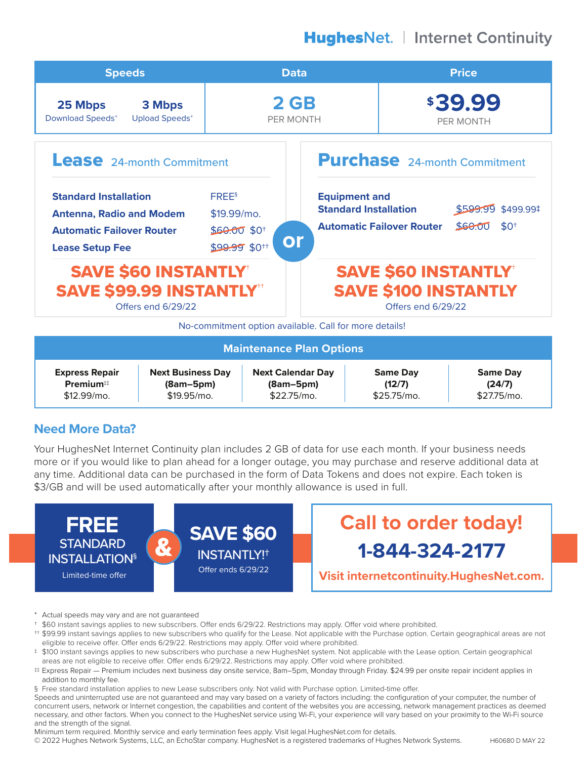# HughesNet. | Internet Continuity

| Speeds | | Data | Price |
|---|---|---|---|
| **25 Mbps** Download Speeds* | **3 Mbps** Upload Speeds* | **2 GB** PER MONTH | **$39.99** PER MONTH |

## Lease 24-month Commitment

| | |
|---|---|
| **Standard Installation** | FREE§ |
| **Antenna, Radio and Modem** | $19.99/mo. |
| **Automatic Failover Router** | ~~$60.00~~ $0† |
| **Lease Setup Fee** | ~~$99.99~~ $0†† |

**SAVE $60 INSTANTLY†**
**SAVE $99.99 INSTANTLY††**
Offers end 6/29/22

or

## Purchase 24-month Commitment

| | |
|---|---|
| **Equipment and Standard Installation** | ~~$599.99~~ $499.99‡ |
| **Automatic Failover Router** | ~~$60.00~~ $0† |

**SAVE $60 INSTANTLY†**
**SAVE $100 INSTANTLY**
Offers end 6/29/22

No-commitment option available. Call for more details!

## Maintenance Plan Options

| Express Repair Premium‡‡ | Next Business Day (8am–5pm) | Next Calendar Day (8am–5pm) | Same Day (12/7) | Same Day (24/7) |
|---|---|---|---|---|
| $12.99/mo. | $19.95/mo. | $22.75/mo. | $25.75/mo. | $27.75/mo. |

## Need More Data?

Your HughesNet Internet Continuity plan includes 2 GB of data for use each month. If your business needs more or if you would like to plan ahead for a longer outage, you may purchase and reserve additional data at any time. Additional data can be purchased in the form of Data Tokens and does not expire. Each token is $3/GB and will be used automatically after your monthly allowance is used in full.

**FREE STANDARD INSTALLATION§**
Limited-time offer

&

**SAVE $60 INSTANTLY!†**
Offer ends 6/29/22

**Call to order today!**
**1-844-324-2177**
**Visit internetcontinuity.HughesNet.com.**

\* Actual speeds may vary and are not guaranteed
† $60 instant savings applies to new subscribers. Offer ends 6/29/22. Restrictions may apply. Offer void where prohibited.
†† $99.99 instant savings applies to new subscribers who qualify for the Lease. Not applicable with the Purchase option. Certain geographical areas are not eligible to receive offer. Offer ends 6/29/22. Restrictions may apply. Offer void where prohibited.
‡ $100 instant savings applies to new subscribers who purchase a new HughesNet system. Not applicable with the Lease option. Certain geographical areas are not eligible to receive offer. Offer ends 6/29/22. Restrictions may apply. Offer void where prohibited.
‡‡ Express Repair — Premium includes next business day onsite service, 8am–5pm, Monday through Friday. $24.99 per onsite repair incident applies in addition to monthly fee.
§ Free standard installation applies to new Lease subscribers only. Not valid with Purchase option. Limited-time offer.
Speeds and uninterrupted use are not guaranteed and may vary based on a variety of factors including: the configuration of your computer, the number of concurrent users, network or Internet congestion, the capabilities and content of the websites you are accessing, network management practices as deemed necessary, and other factors. When you connect to the HughesNet service using Wi-Fi, your experience will vary based on your proximity to the Wi-Fi source and the strength of the signal.
Minimum term required. Monthly service and early termination fees apply. Visit legal.HughesNet.com for details.
© 2022 Hughes Network Systems, LLC, an EchoStar company. HughesNet is a registered trademarks of Hughes Network Systems. H60680 D MAY 22